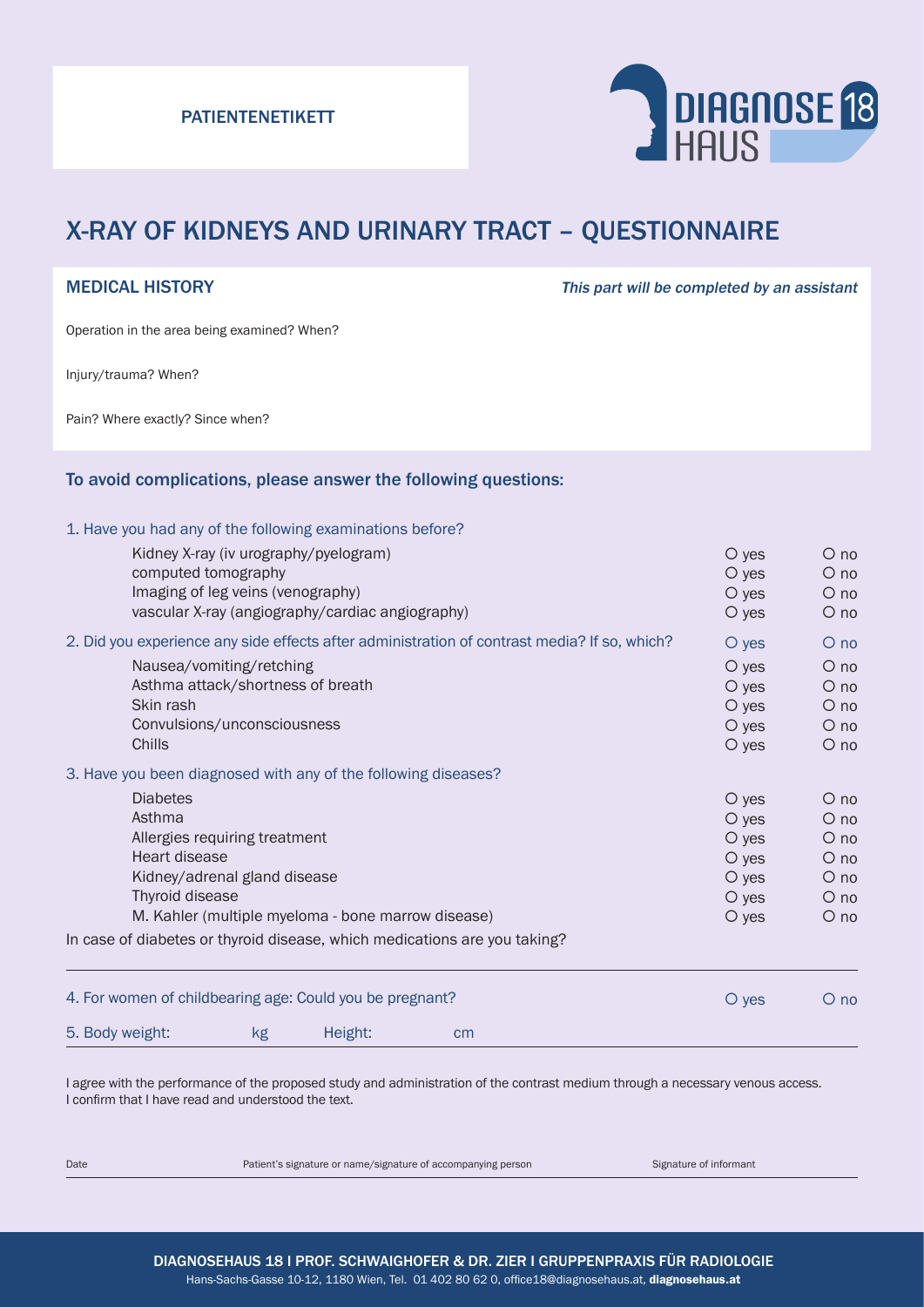PATIENTENETIKETT

DIAGNOSE 18 HAUS

# X-RAY OF KIDNEYS AND URINARY TRACT – QUESTIONNAIRE

## MEDICAL HISTORY

*This part will be completed by an assistant*

Operation in the area being examined? When?

Injury/trauma? When?

Pain? Where exactly? Since when?

## To avoid complications, please answer the following questions:

| | | |
|---|---|---|
| 1. Have you had any of the following examinations before? | | |
| Kidney X-ray (iv urography/pyelogram) | O yes | O no |
| computed tomography | O yes | O no |
| Imaging of leg veins (venography) | O yes | O no |
| vascular X-ray (angiography/cardiac angiography) | O yes | O no |
| 2. Did you experience any side effects after administration of contrast media? If so, which? | O yes | O no |
| Nausea/vomiting/retching | O yes | O no |
| Asthma attack/shortness of breath | O yes | O no |
| Skin rash | O yes | O no |
| Convulsions/unconsciousness | O yes | O no |
| Chills | O yes | O no |
| 3. Have you been diagnosed with any of the following diseases? | | |
| Diabetes | O yes | O no |
| Asthma | O yes | O no |
| Allergies requiring treatment | O yes | O no |
| Heart disease | O yes | O no |
| Kidney/adrenal gland disease | O yes | O no |
| Thyroid disease | O yes | O no |
| M. Kahler (multiple myeloma - bone marrow disease) | O yes | O no |

In case of diabetes or thyroid disease, which medications are you taking?

4. For women of childbearing age: Could you be pregnant? O yes O no

5. Body weight: kg Height: cm

I agree with the performance of the proposed study and administration of the contrast medium through a necessary venous access.
I confirm that I have read and understood the text.

Date | Patient's signature or name/signature of accompanying person | Signature of informant

DIAGNOSEHAUS 18 I PROF. SCHWAIGHOFER & DR. ZIER I GRUPPENPRAXIS FÜR RADIOLOGIE
Hans-Sachs-Gasse 10-12, 1180 Wien, Tel. 01 402 80 62 0, office18@diagnosehaus.at, **diagnosehaus.at**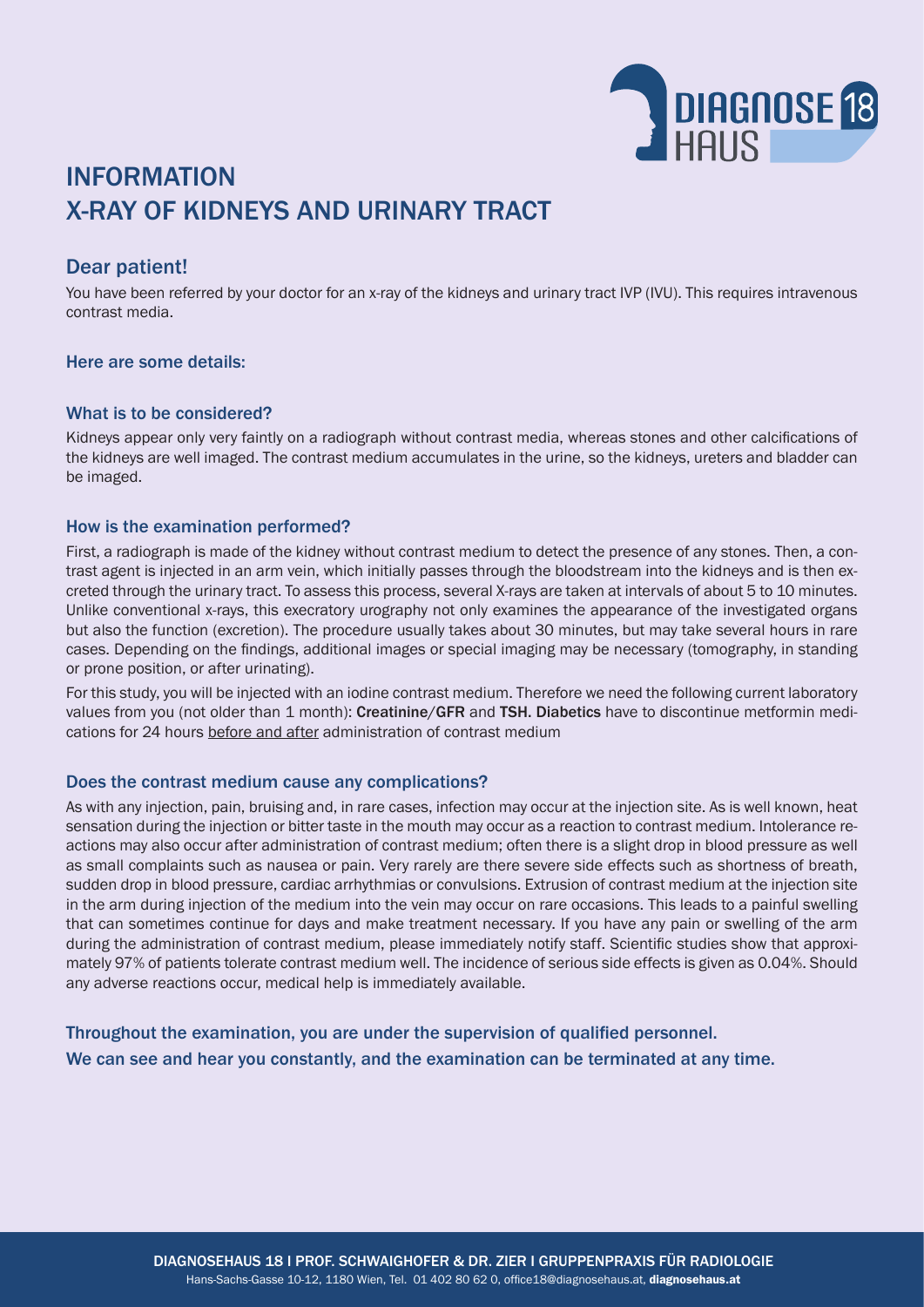# INFORMATION
# X-RAY OF KIDNEYS AND URINARY TRACT

## Dear patient!

You have been referred by your doctor for an x-ray of the kidneys and urinary tract IVP (IVU). This requires intravenous contrast media.

### Here are some details:

### What is to be considered?

Kidneys appear only very faintly on a radiograph without contrast media, whereas stones and other calcifications of the kidneys are well imaged. The contrast medium accumulates in the urine, so the kidneys, ureters and bladder can be imaged.

### How is the examination performed?

First, a radiograph is made of the kidney without contrast medium to detect the presence of any stones. Then, a contrast agent is injected in an arm vein, which initially passes through the bloodstream into the kidneys and is then excreted through the urinary tract. To assess this process, several X-rays are taken at intervals of about 5 to 10 minutes. Unlike conventional x-rays, this execratory urography not only examines the appearance of the investigated organs but also the function (excretion). The procedure usually takes about 30 minutes, but may take several hours in rare cases. Depending on the findings, additional images or special imaging may be necessary (tomography, in standing or prone position, or after urinating).

For this study, you will be injected with an iodine contrast medium. Therefore we need the following current laboratory values from you (not older than 1 month): **Creatinine**/**GFR** and **TSH**. **Diabetics** have to discontinue metformin medications for 24 hours before and after administration of contrast medium

### Does the contrast medium cause any complications?

As with any injection, pain, bruising and, in rare cases, infection may occur at the injection site. As is well known, heat sensation during the injection or bitter taste in the mouth may occur as a reaction to contrast medium. Intolerance reactions may also occur after administration of contrast medium; often there is a slight drop in blood pressure as well as small complaints such as nausea or pain. Very rarely are there severe side effects such as shortness of breath, sudden drop in blood pressure, cardiac arrhythmias or convulsions. Extrusion of contrast medium at the injection site in the arm during injection of the medium into the vein may occur on rare occasions. This leads to a painful swelling that can sometimes continue for days and make treatment necessary. If you have any pain or swelling of the arm during the administration of contrast medium, please immediately notify staff. Scientific studies show that approximately 97% of patients tolerate contrast medium well. The incidence of serious side effects is given as 0.04%. Should any adverse reactions occur, medical help is immediately available.

**Throughout the examination, you are under the supervision of qualified personnel.**
**We can see and hear you constantly, and the examination can be terminated at any time.**

DIAGNOSEHAUS 18 I PROF. SCHWAIGHOFER & DR. ZIER I GRUPPENPRAXIS FÜR RADIOLOGIE
Hans-Sachs-Gasse 10-12, 1180 Wien, Tel. 01 402 80 62 0, office18@diagnosehaus.at, **diagnosehaus.at**